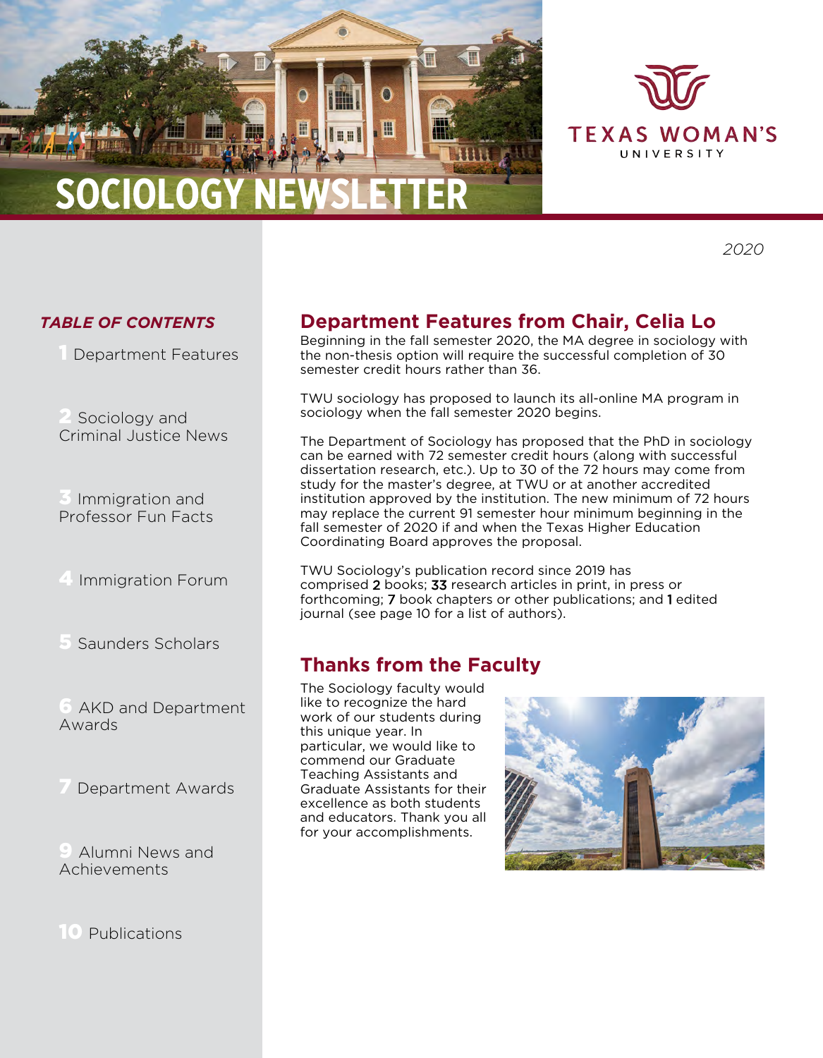# SOCIOLOGY NEWSLETTER

TEXAS WOMAN'S UNIVERSITY

*2020*

### *TABLE OF CONTENTS*

1 Department Features

2 Sociology and Criminal Justice News

3 Immigration and Professor Fun Facts

4 Immigration Forum

5 Saunders Scholars

6 AKD and Department Awards

7 Department Awards

9 Alumni News and Achievements

10 Publications

## Department Features from Chair, Celia Lo

Beginning in the fall semester 2020, the MA degree in sociology with the non-thesis option will require the successful completion of 30 semester credit hours rather than 36.

TWU sociology has proposed to launch its all-online MA program in sociology when the fall semester 2020 begins.

The Department of Sociology has proposed that the PhD in sociology can be earned with 72 semester credit hours (along with successful dissertation research, etc.). Up to 30 of the 72 hours may come from study for the master's degree, at TWU or at another accredited institution approved by the institution. The new minimum of 72 hours may replace the current 91 semester hour minimum beginning in the fall semester of 2020 if and when the Texas Higher Education Coordinating Board approves the proposal.

TWU Sociology's publication record since 2019 has comprised 2 books; 33 research articles in print, in press or forthcoming; 7 book chapters or other publications; and 1 edited journal (see page 10 for a list of authors).

## Thanks from the Faculty

The Sociology faculty would like to recognize the hard work of our students during this unique year. In particular, we would like to commend our Graduate Teaching Assistants and Graduate Assistants for their excellence as both students and educators. Thank you all for your accomplishments.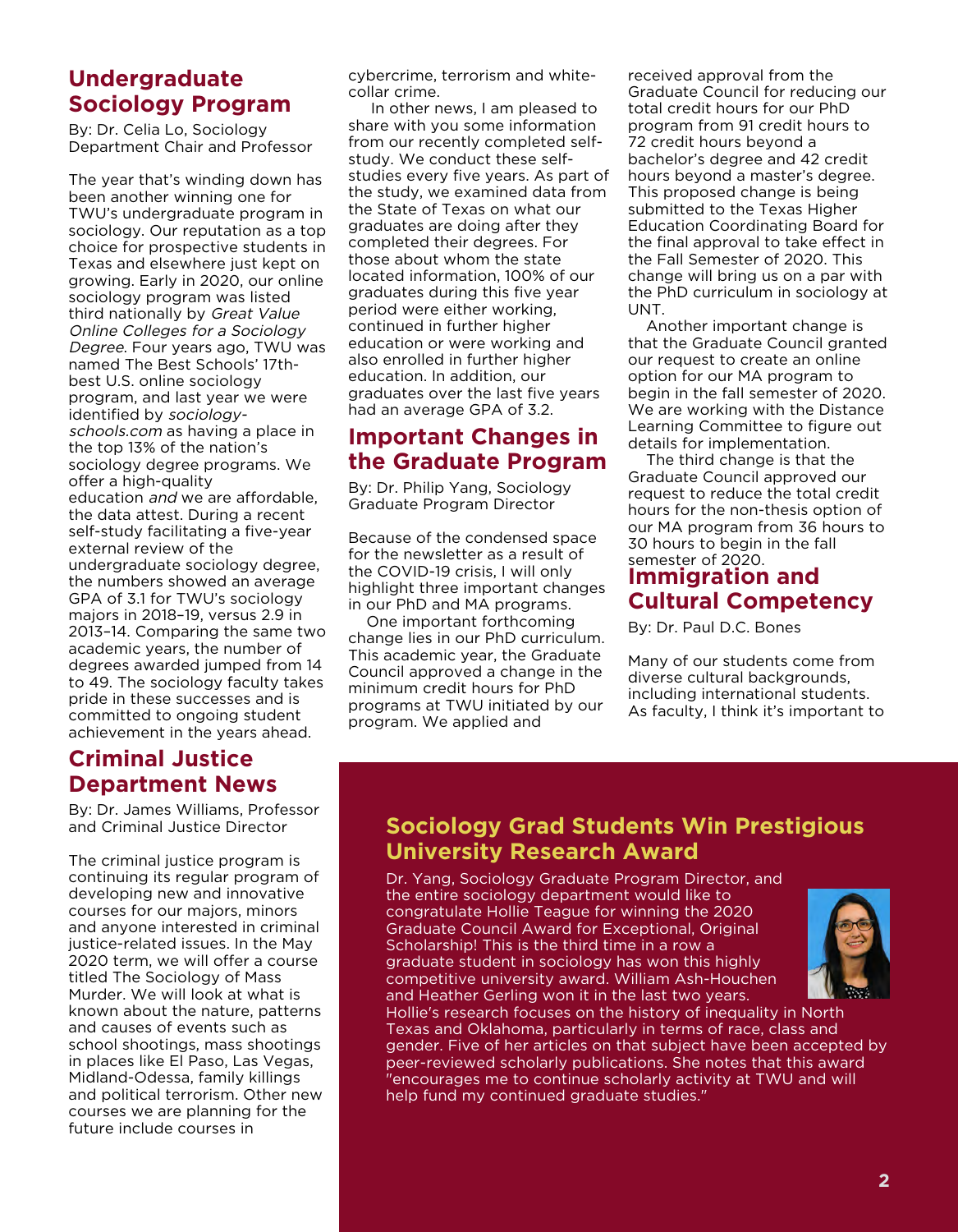## Undergraduate Sociology Program

By: Dr. Celia Lo, Sociology Department Chair and Professor

The year that's winding down has been another winning one for TWU's undergraduate program in sociology. Our reputation as a top choice for prospective students in Texas and elsewhere just kept on growing. Early in 2020, our online sociology program was listed third nationally by *Great Value Online Colleges for a Sociology Degree*. Four years ago, TWU was named The Best Schools' 17th-best U.S. online sociology program, and last year we were identified by *sociology-schools.com* as having a place in the top 13% of the nation's sociology degree programs. We offer a high-quality education *and* we are affordable, the data attest. During a recent self-study facilitating a five-year external review of the undergraduate sociology degree, the numbers showed an average GPA of 3.1 for TWU's sociology majors in 2018–19, versus 2.9 in 2013–14. Comparing the same two academic years, the number of degrees awarded jumped from 14 to 49. The sociology faculty takes pride in these successes and is committed to ongoing student achievement in the years ahead.

## Criminal Justice Department News

By: Dr. James Williams, Professor and Criminal Justice Director

The criminal justice program is continuing its regular program of developing new and innovative courses for our majors, minors and anyone interested in criminal justice-related issues. In the May 2020 term, we will offer a course titled The Sociology of Mass Murder. We will look at what is known about the nature, patterns and causes of events such as school shootings, mass shootings in places like El Paso, Las Vegas, Midland-Odessa, family killings and political terrorism. Other new courses we are planning for the future include courses in cybercrime, terrorism and white-collar crime.

In other news, I am pleased to share with you some information from our recently completed self-study. We conduct these self-studies every five years. As part of the study, we examined data from the State of Texas on what our graduates are doing after they completed their degrees. For those about whom the state located information, 100% of our graduates during this five year period were either working, continued in further higher education or were working and also enrolled in further higher education. In addition, our graduates over the last five years had an average GPA of 3.2.

## Important Changes in the Graduate Program

By: Dr. Philip Yang, Sociology Graduate Program Director

Because of the condensed space for the newsletter as a result of the COVID-19 crisis, I will only highlight three important changes in our PhD and MA programs.

One important forthcoming change lies in our PhD curriculum. This academic year, the Graduate Council approved a change in the minimum credit hours for PhD programs at TWU initiated by our program. We applied and received approval from the Graduate Council for reducing our total credit hours for our PhD program from 91 credit hours to 72 credit hours beyond a bachelor's degree and 42 credit hours beyond a master's degree. This proposed change is being submitted to the Texas Higher Education Coordinating Board for the final approval to take effect in the Fall Semester of 2020. This change will bring us on a par with the PhD curriculum in sociology at UNT.

Another important change is that the Graduate Council granted our request to create an online option for our MA program to begin in the fall semester of 2020. We are working with the Distance Learning Committee to figure out details for implementation.

The third change is that the Graduate Council approved our request to reduce the total credit hours for the non-thesis option of our MA program from 36 hours to 30 hours to begin in the fall semester of 2020.

## Immigration and Cultural Competency

By: Dr. Paul D.C. Bones

Many of our students come from diverse cultural backgrounds, including international students. As faculty, I think it's important to

## Sociology Grad Students Win Prestigious University Research Award

Dr. Yang, Sociology Graduate Program Director, and the entire sociology department would like to congratulate Hollie Teague for winning the 2020 Graduate Council Award for Exceptional, Original Scholarship! This is the third time in a row a graduate student in sociology has won this highly competitive university award. William Ash-Houchen and Heather Gerling won it in the last two years. Hollie's research focuses on the history of inequality in North Texas and Oklahoma, particularly in terms of race, class and gender. Five of her articles on that subject have been accepted by peer-reviewed scholarly publications. She notes that this award "encourages me to continue scholarly activity at TWU and will help fund my continued graduate studies."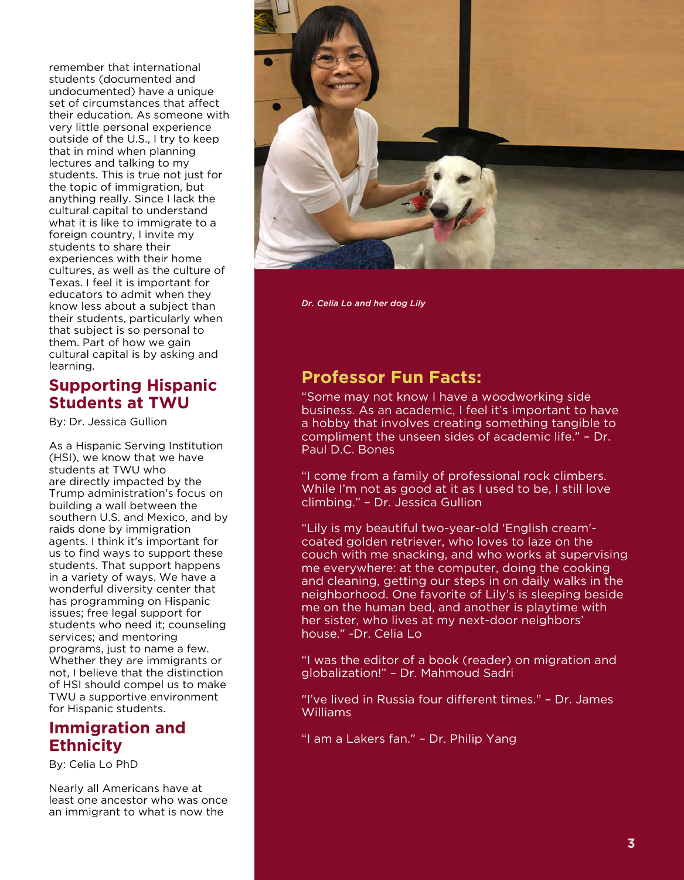remember that international students (documented and undocumented) have a unique set of circumstances that affect their education. As someone with very little personal experience outside of the U.S., I try to keep that in mind when planning lectures and talking to my students. This is true not just for the topic of immigration, but anything really. Since I lack the cultural capital to understand what it is like to immigrate to a foreign country, I invite my students to share their experiences with their home cultures, as well as the culture of Texas. I feel it is important for educators to admit when they know less about a subject than their students, particularly when that subject is so personal to them. Part of how we gain cultural capital is by asking and learning.

## Supporting Hispanic Students at TWU

By: Dr. Jessica Gullion

As a Hispanic Serving Institution (HSI), we know that we have students at TWU who are directly impacted by the Trump administration's focus on building a wall between the southern U.S. and Mexico, and by raids done by immigration agents. I think it's important for us to find ways to support these students. That support happens in a variety of ways. We have a wonderful diversity center that has programming on Hispanic issues; free legal support for students who need it; counseling services; and mentoring programs, just to name a few. Whether they are immigrants or not, I believe that the distinction of HSI should compel us to make TWU a supportive environment for Hispanic students.

## Immigration and Ethnicity

By: Celia Lo PhD

Nearly all Americans have at least one ancestor who was once an immigrant to what is now the

*Dr. Celia Lo and her dog Lily*

## Professor Fun Facts:

"Some may not know I have a woodworking side business. As an academic, I feel it's important to have a hobby that involves creating something tangible to compliment the unseen sides of academic life." – Dr. Paul D.C. Bones

"I come from a family of professional rock climbers. While I'm not as good at it as I used to be, I still love climbing." – Dr. Jessica Gullion

"Lily is my beautiful two-year-old 'English cream'-coated golden retriever, who loves to laze on the couch with me snacking, and who works at supervising me everywhere: at the computer, doing the cooking and cleaning, getting our steps in on daily walks in the neighborhood. One favorite of Lily's is sleeping beside me on the human bed, and another is playtime with her sister, who lives at my next-door neighbors' house." -Dr. Celia Lo

"I was the editor of a book (reader) on migration and globalization!" – Dr. Mahmoud Sadri

"I've lived in Russia four different times." – Dr. James Williams

"I am a Lakers fan." – Dr. Philip Yang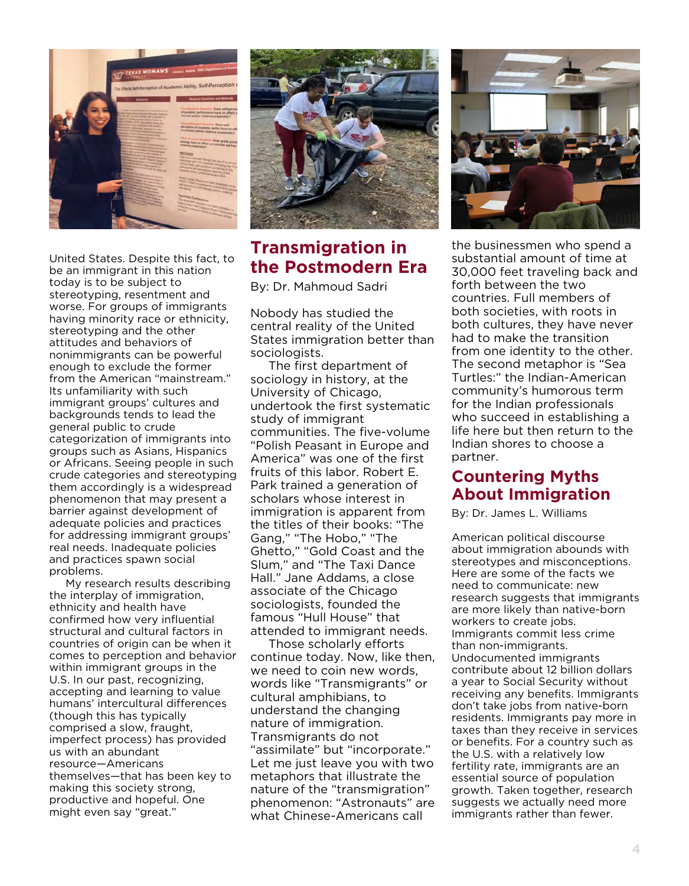United States. Despite this fact, to be an immigrant in this nation today is to be subject to stereotyping, resentment and worse. For groups of immigrants having minority race or ethnicity, stereotyping and the other attitudes and behaviors of nonimmigrants can be powerful enough to exclude the former from the American "mainstream." Its unfamiliarity with such immigrant groups' cultures and backgrounds tends to lead the general public to crude categorization of immigrants into groups such as Asians, Hispanics or Africans. Seeing people in such crude categories and stereotyping them accordingly is a widespread phenomenon that may present a barrier against development of adequate policies and practices for addressing immigrant groups' real needs. Inadequate policies and practices spawn social problems.

My research results describing the interplay of immigration, ethnicity and health have confirmed how very influential structural and cultural factors in countries of origin can be when it comes to perception and behavior within immigrant groups in the U.S. In our past, recognizing, accepting and learning to value humans' intercultural differences (though this has typically comprised a slow, fraught, imperfect process) has provided us with an abundant resource—Americans themselves—that has been key to making this society strong, productive and hopeful. One might even say "great."

## Transmigration in the Postmodern Era

By: Dr. Mahmoud Sadri

Nobody has studied the central reality of the United States immigration better than sociologists.

The first department of sociology in history, at the University of Chicago, undertook the first systematic study of immigrant communities. The five-volume "Polish Peasant in Europe and America" was one of the first fruits of this labor. Robert E. Park trained a generation of scholars whose interest in immigration is apparent from the titles of their books: "The Gang," "The Hobo," "The Ghetto," "Gold Coast and the Slum," and "The Taxi Dance Hall." Jane Addams, a close associate of the Chicago sociologists, founded the famous "Hull House" that attended to immigrant needs.

Those scholarly efforts continue today. Now, like then, we need to coin new words, words like "Transmigrants" or cultural amphibians, to understand the changing nature of immigration. Transmigrants do not "assimilate" but "incorporate." Let me just leave you with two metaphors that illustrate the nature of the "transmigration" phenomenon: "Astronauts" are what Chinese-Americans call the businessmen who spend a substantial amount of time at 30,000 feet traveling back and forth between the two countries. Full members of both societies, with roots in both cultures, they have never had to make the transition from one identity to the other. The second metaphor is "Sea Turtles:" the Indian-American community's humorous term for the Indian professionals who succeed in establishing a life here but then return to the Indian shores to choose a partner.

## Countering Myths About Immigration

By: Dr. James L. Williams

American political discourse about immigration abounds with stereotypes and misconceptions. Here are some of the facts we need to communicate: new research suggests that immigrants are more likely than native-born workers to create jobs. Immigrants commit less crime than non-immigrants. Undocumented immigrants contribute about 12 billion dollars a year to Social Security without receiving any benefits. Immigrants don't take jobs from native-born residents. Immigrants pay more in taxes than they receive in services or benefits. For a country such as the U.S. with a relatively low fertility rate, immigrants are an essential source of population growth. Taken together, research suggests we actually need more immigrants rather than fewer.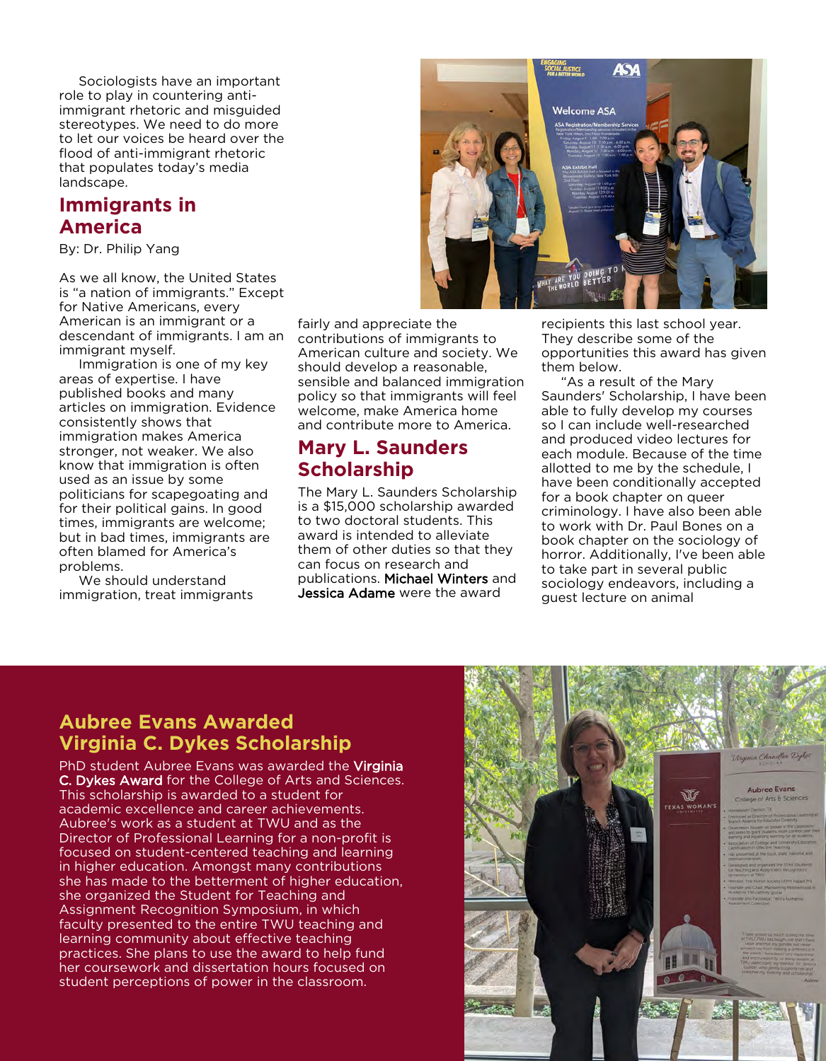Sociologists have an important role to play in countering anti-immigrant rhetoric and misguided stereotypes. We need to do more to let our voices be heard over the flood of anti-immigrant rhetoric that populates today's media landscape.

## Immigrants in America

By: Dr. Philip Yang

As we all know, the United States is "a nation of immigrants." Except for Native Americans, every American is an immigrant or a descendant of immigrants. I am an immigrant myself.

Immigration is one of my key areas of expertise. I have published books and many articles on immigration. Evidence consistently shows that immigration makes America stronger, not weaker. We also know that immigration is often used as an issue by some politicians for scapegoating and for their political gains. In good times, immigrants are welcome; but in bad times, immigrants are often blamed for America's problems.

We should understand immigration, treat immigrants fairly and appreciate the contributions of immigrants to American culture and society. We should develop a reasonable, sensible and balanced immigration policy so that immigrants will feel welcome, make America home and contribute more to America.

## Mary L. Saunders Scholarship

The Mary L. Saunders Scholarship is a $15,000 scholarship awarded to two doctoral students. This award is intended to alleviate them of other duties so that they can focus on research and publications. Michael Winters and Jessica Adame were the award recipients this last school year. They describe some of the opportunities this award has given them below.

"As a result of the Mary Saunders' Scholarship, I have been able to fully develop my courses so I can include well-researched and produced video lectures for each module. Because of the time allotted to me by the schedule, I have been conditionally accepted for a book chapter on queer criminology. I have also been able to work with Dr. Paul Bones on a book chapter on the sociology of horror. Additionally, I've been able to take part in several public sociology endeavors, including a guest lecture on animal

## Aubree Evans Awarded Virginia C. Dykes Scholarship

PhD student Aubree Evans was awarded the Virginia C. Dykes Award for the College of Arts and Sciences. This scholarship is awarded to a student for academic excellence and career achievements. Aubree's work as a student at TWU and as the Director of Professional Learning for a non-profit is focused on student-centered teaching and learning in higher education. Amongst many contributions she has made to the betterment of higher education, she organized the Student for Teaching and Assignment Recognition Symposium, in which faculty presented to the entire TWU teaching and learning community about effective teaching practices. She plans to use the award to help fund her coursework and dissertation hours focused on student perceptions of power in the classroom.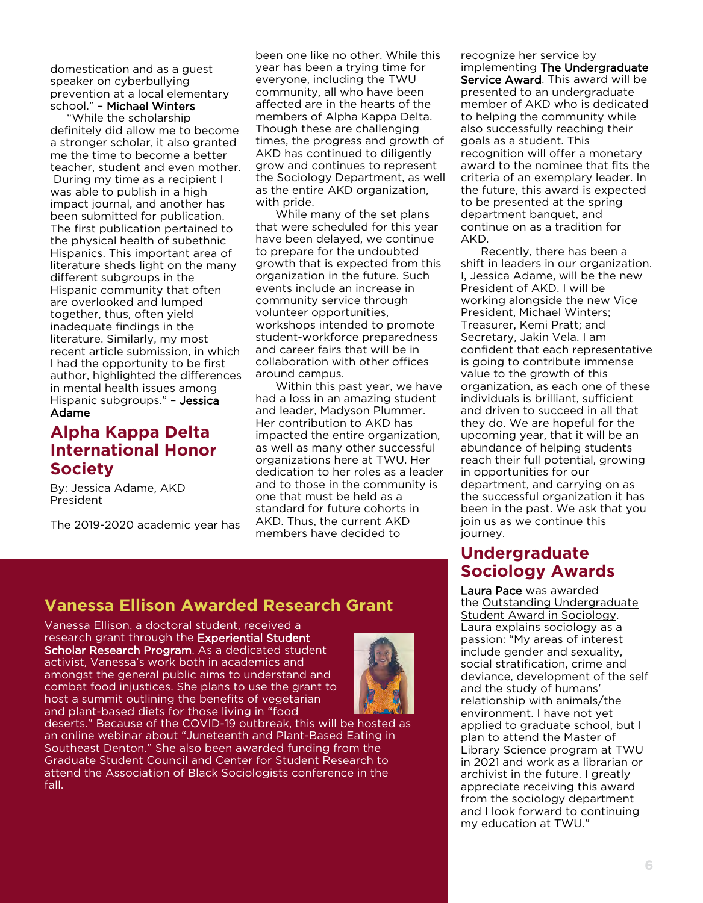domestication and as a guest speaker on cyberbullying prevention at a local elementary school." – **Michael Winters**

"While the scholarship definitely did allow me to become a stronger scholar, it also granted me the time to become a better teacher, student and even mother. During my time as a recipient I was able to publish in a high impact journal, and another has been submitted for publication. The first publication pertained to the physical health of subethnic Hispanics. This important area of literature sheds light on the many different subgroups in the Hispanic community that often are overlooked and lumped together, thus, often yield inadequate findings in the literature. Similarly, my most recent article submission, in which I had the opportunity to be first author, highlighted the differences in mental health issues among Hispanic subgroups." – **Jessica Adame**

## Alpha Kappa Delta International Honor Society

By: Jessica Adame, AKD President

The 2019-2020 academic year has been one like no other. While this year has been a trying time for everyone, including the TWU community, all who have been affected are in the hearts of the members of Alpha Kappa Delta. Though these are challenging times, the progress and growth of AKD has continued to diligently grow and continues to represent the Sociology Department, as well as the entire AKD organization, with pride.

While many of the set plans that were scheduled for this year have been delayed, we continue to prepare for the undoubted growth that is expected from this organization in the future. Such events include an increase in community service through volunteer opportunities, workshops intended to promote student-workforce preparedness and career fairs that will be in collaboration with other offices around campus.

Within this past year, we have had a loss in an amazing student and leader, Madyson Plummer. Her contribution to AKD has impacted the entire organization, as well as many other successful organizations here at TWU. Her dedication to her roles as a leader and to those in the community is one that must be held as a standard for future cohorts in AKD. Thus, the current AKD members have decided to recognize her service by implementing **The Undergraduate Service Award**. This award will be presented to an undergraduate member of AKD who is dedicated to helping the community while also successfully reaching their goals as a student. This recognition will offer a monetary award to the nominee that fits the criteria of an exemplary leader. In the future, this award is expected to be presented at the spring department banquet, and continue on as a tradition for AKD.

Recently, there has been a shift in leaders in our organization. I, Jessica Adame, will be the new President of AKD. I will be working alongside the new Vice President, Michael Winters; Treasurer, Kemi Pratt; and Secretary, Jakin Vela. I am confident that each representative is going to contribute immense value to the growth of this organization, as each one of these individuals is brilliant, sufficient and driven to succeed in all that they do. We are hopeful for the upcoming year, that it will be an abundance of helping students reach their full potential, growing in opportunities for our department, and carrying on as the successful organization it has been in the past. We ask that you join us as we continue this journey.

## Vanessa Ellison Awarded Research Grant

Vanessa Ellison, a doctoral student, received a research grant through the **Experiential Student Scholar Research Program**. As a dedicated student activist, Vanessa's work both in academics and amongst the general public aims to understand and combat food injustices. She plans to use the grant to host a summit outlining the benefits of vegetarian and plant-based diets for those living in "food deserts." Because of the COVID-19 outbreak, this will be hosted as an online webinar about "Juneteenth and Plant-Based Eating in Southeast Denton." She also been awarded funding from the Graduate Student Council and Center for Student Research to attend the Association of Black Sociologists conference in the fall.

## Undergraduate Sociology Awards

**Laura Pace** was awarded the Outstanding Undergraduate Student Award in Sociology. Laura explains sociology as a passion: "My areas of interest include gender and sexuality, social stratification, crime and deviance, development of the self and the study of humans' relationship with animals/the environment. I have not yet applied to graduate school, but I plan to attend the Master of Library Science program at TWU in 2021 and work as a librarian or archivist in the future. I greatly appreciate receiving this award from the sociology department and I look forward to continuing my education at TWU."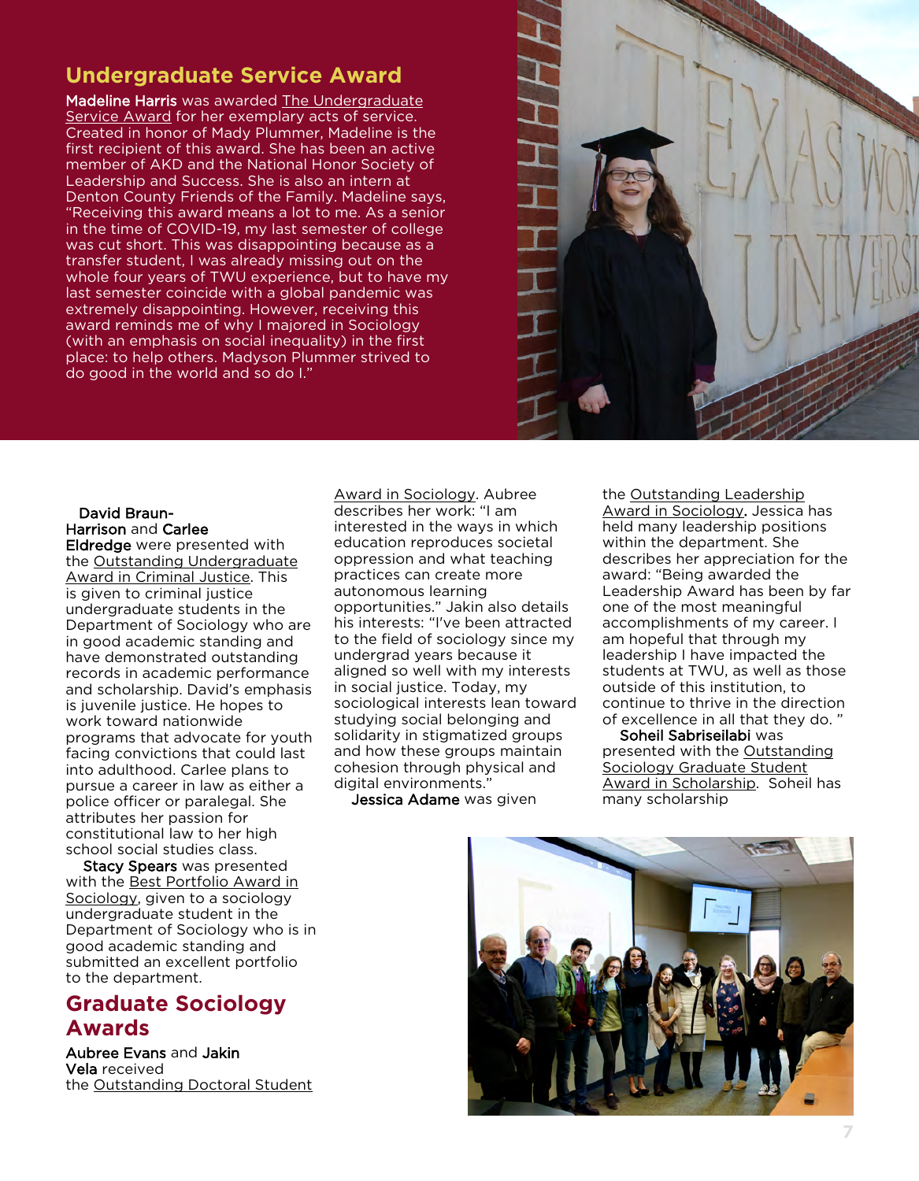## Undergraduate Service Award

**Madeline Harris** was awarded The Undergraduate Service Award for her exemplary acts of service. Created in honor of Mady Plummer, Madeline is the first recipient of this award. She has been an active member of AKD and the National Honor Society of Leadership and Success. She is also an intern at Denton County Friends of the Family. Madeline says, "Receiving this award means a lot to me. As a senior in the time of COVID-19, my last semester of college was cut short. This was disappointing because as a transfer student, I was already missing out on the whole four years of TWU experience, but to have my last semester coincide with a global pandemic was extremely disappointing. However, receiving this award reminds me of why I majored in Sociology (with an emphasis on social inequality) in the first place: to help others. Madyson Plummer strived to do good in the world and so do I."

**David Braun-Harrison** and **Carlee Eldredge** were presented with the Outstanding Undergraduate Award in Criminal Justice. This is given to criminal justice undergraduate students in the Department of Sociology who are in good academic standing and have demonstrated outstanding records in academic performance and scholarship. David's emphasis is juvenile justice. He hopes to work toward nationwide programs that advocate for youth facing convictions that could last into adulthood. Carlee plans to pursue a career in law as either a police officer or paralegal. She attributes her passion for constitutional law to her high school social studies class.

**Stacy Spears** was presented with the Best Portfolio Award in Sociology, given to a sociology undergraduate student in the Department of Sociology who is in good academic standing and submitted an excellent portfolio to the department.

## Graduate Sociology Awards

**Aubree Evans** and **Jakin Vela** received the Outstanding Doctoral Student Award in Sociology. Aubree describes her work: "I am interested in the ways in which education reproduces societal oppression and what teaching practices can create more autonomous learning opportunities." Jakin also details his interests: "I've been attracted to the field of sociology since my undergrad years because it aligned so well with my interests in social justice. Today, my sociological interests lean toward studying social belonging and solidarity in stigmatized groups and how these groups maintain cohesion through physical and digital environments."

**Jessica Adame** was given the Outstanding Leadership Award in Sociology. Jessica has held many leadership positions within the department. She describes her appreciation for the award: "Being awarded the Leadership Award has been by far one of the most meaningful accomplishments of my career. I am hopeful that through my leadership I have impacted the students at TWU, as well as those outside of this institution, to continue to thrive in the direction of excellence in all that they do. "

**Soheil Sabriseilabi** was presented with the Outstanding Sociology Graduate Student Award in Scholarship. Soheil has many scholarship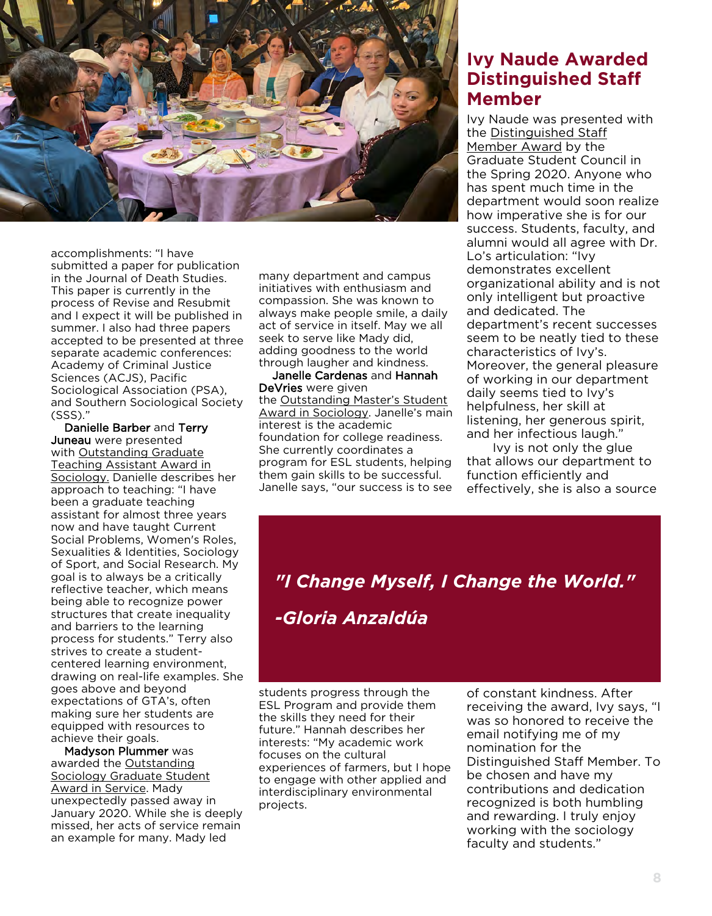accomplishments: "I have submitted a paper for publication in the Journal of Death Studies. This paper is currently in the process of Revise and Resubmit and I expect it will be published in summer. I also had three papers accepted to be presented at three separate academic conferences: Academy of Criminal Justice Sciences (ACJS), Pacific Sociological Association (PSA), and Southern Sociological Society (SSS)."

**Danielle Barber** and **Terry Juneau** were presented with Outstanding Graduate Teaching Assistant Award in Sociology. Danielle describes her approach to teaching: "I have been a graduate teaching assistant for almost three years now and have taught Current Social Problems, Women's Roles, Sexualities & Identities, Sociology of Sport, and Social Research. My goal is to always be a critically reflective teacher, which means being able to recognize power structures that create inequality and barriers to the learning process for students." Terry also strives to create a student-centered learning environment, drawing on real-life examples. She goes above and beyond expectations of GTA's, often making sure her students are equipped with resources to achieve their goals.

**Madyson Plummer** was awarded the Outstanding Sociology Graduate Student Award in Service. Mady unexpectedly passed away in January 2020. While she is deeply missed, her acts of service remain an example for many. Mady led many department and campus initiatives with enthusiasm and compassion. She was known to always make people smile, a daily act of service in itself. May we all seek to serve like Mady did, adding goodness to the world through laugher and kindness.

**Janelle Cardenas** and **Hannah DeVries** were given the Outstanding Master's Student Award in Sociology. Janelle's main interest is the academic foundation for college readiness. She currently coordinates a program for ESL students, helping them gain skills to be successful. Janelle says, "our success is to see students progress through the ESL Program and provide them the skills they need for their future." Hannah describes her interests: "My academic work focuses on the cultural experiences of farmers, but I hope to engage with other applied and interdisciplinary environmental projects.

## Ivy Naude Awarded Distinguished Staff Member

Ivy Naude was presented with the Distinguished Staff Member Award by the Graduate Student Council in the Spring 2020. Anyone who has spent much time in the department would soon realize how imperative she is for our success. Students, faculty, and alumni would all agree with Dr. Lo's articulation: "Ivy demonstrates excellent organizational ability and is not only intelligent but proactive and dedicated. The department's recent successes seem to be neatly tied to these characteristics of Ivy's. Moreover, the general pleasure of working in our department daily seems tied to Ivy's helpfulness, her skill at listening, her generous spirit, and her infectious laugh."

Ivy is not only the glue that allows our department to function efficiently and effectively, she is also a source of constant kindness. After receiving the award, Ivy says, "I was so honored to receive the email notifying me of my nomination for the Distinguished Staff Member. To be chosen and have my contributions and dedication recognized is both humbling and rewarding. I truly enjoy working with the sociology faculty and students."

> ***"I Change Myself, I Change the World."***
>
> ***-Gloria Anzaldúa***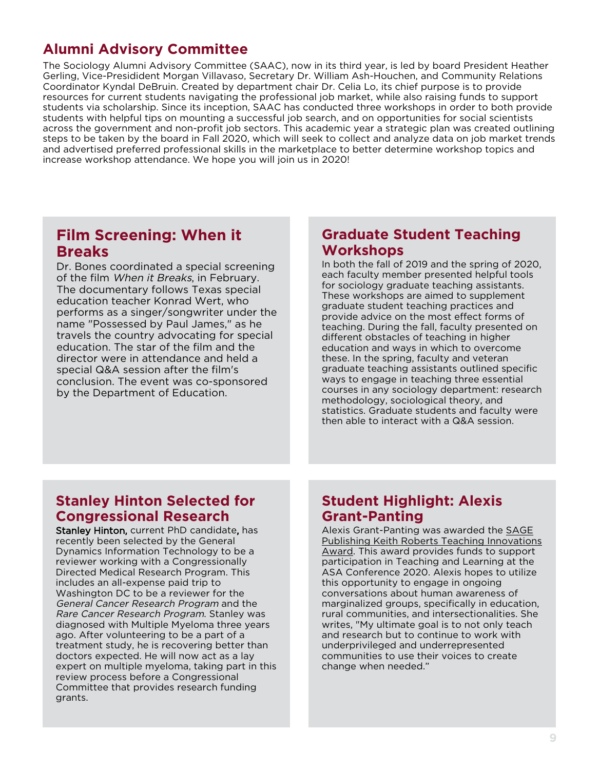## Alumni Advisory Committee

The Sociology Alumni Advisory Committee (SAAC), now in its third year, is led by board President Heather Gerling, Vice-Presidident Morgan Villavaso, Secretary Dr. William Ash-Houchen, and Community Relations Coordinator Kyndal DeBruin. Created by department chair Dr. Celia Lo, its chief purpose is to provide resources for current students navigating the professional job market, while also raising funds to support students via scholarship. Since its inception, SAAC has conducted three workshops in order to both provide students with helpful tips on mounting a successful job search, and on opportunities for social scientists across the government and non-profit job sectors. This academic year a strategic plan was created outlining steps to be taken by the board in Fall 2020, which will seek to collect and analyze data on job market trends and advertised preferred professional skills in the marketplace to better determine workshop topics and increase workshop attendance. We hope you will join us in 2020!

## Film Screening: When it Breaks

Dr. Bones coordinated a special screening of the film *When it Breaks*, in February. The documentary follows Texas special education teacher Konrad Wert, who performs as a singer/songwriter under the name "Possessed by Paul James," as he travels the country advocating for special education. The star of the film and the director were in attendance and held a special Q&A session after the film's conclusion. The event was co-sponsored by the Department of Education.

## Graduate Student Teaching Workshops

In both the fall of 2019 and the spring of 2020, each faculty member presented helpful tools for sociology graduate teaching assistants. These workshops are aimed to supplement graduate student teaching practices and provide advice on the most effect forms of teaching. During the fall, faculty presented on different obstacles of teaching in higher education and ways in which to overcome these. In the spring, faculty and veteran graduate teaching assistants outlined specific ways to engage in teaching three essential courses in any sociology department: research methodology, sociological theory, and statistics. Graduate students and faculty were then able to interact with a Q&A session.

## Stanley Hinton Selected for Congressional Research

Stanley Hinton, current PhD candidate, has recently been selected by the General Dynamics Information Technology to be a reviewer working with a Congressionally Directed Medical Research Program. This includes an all-expense paid trip to Washington DC to be a reviewer for the *General Cancer Research Program* and the *Rare Cancer Research Program*. Stanley was diagnosed with Multiple Myeloma three years ago. After volunteering to be a part of a treatment study, he is recovering better than doctors expected. He will now act as a lay expert on multiple myeloma, taking part in this review process before a Congressional Committee that provides research funding grants.

## Student Highlight: Alexis Grant-Panting

Alexis Grant-Panting was awarded the SAGE Publishing Keith Roberts Teaching Innovations Award. This award provides funds to support participation in Teaching and Learning at the ASA Conference 2020. Alexis hopes to utilize this opportunity to engage in ongoing conversations about human awareness of marginalized groups, specifically in education, rural communities, and intersectionalities. She writes, "My ultimate goal is to not only teach and research but to continue to work with underprivileged and underrepresented communities to use their voices to create change when needed."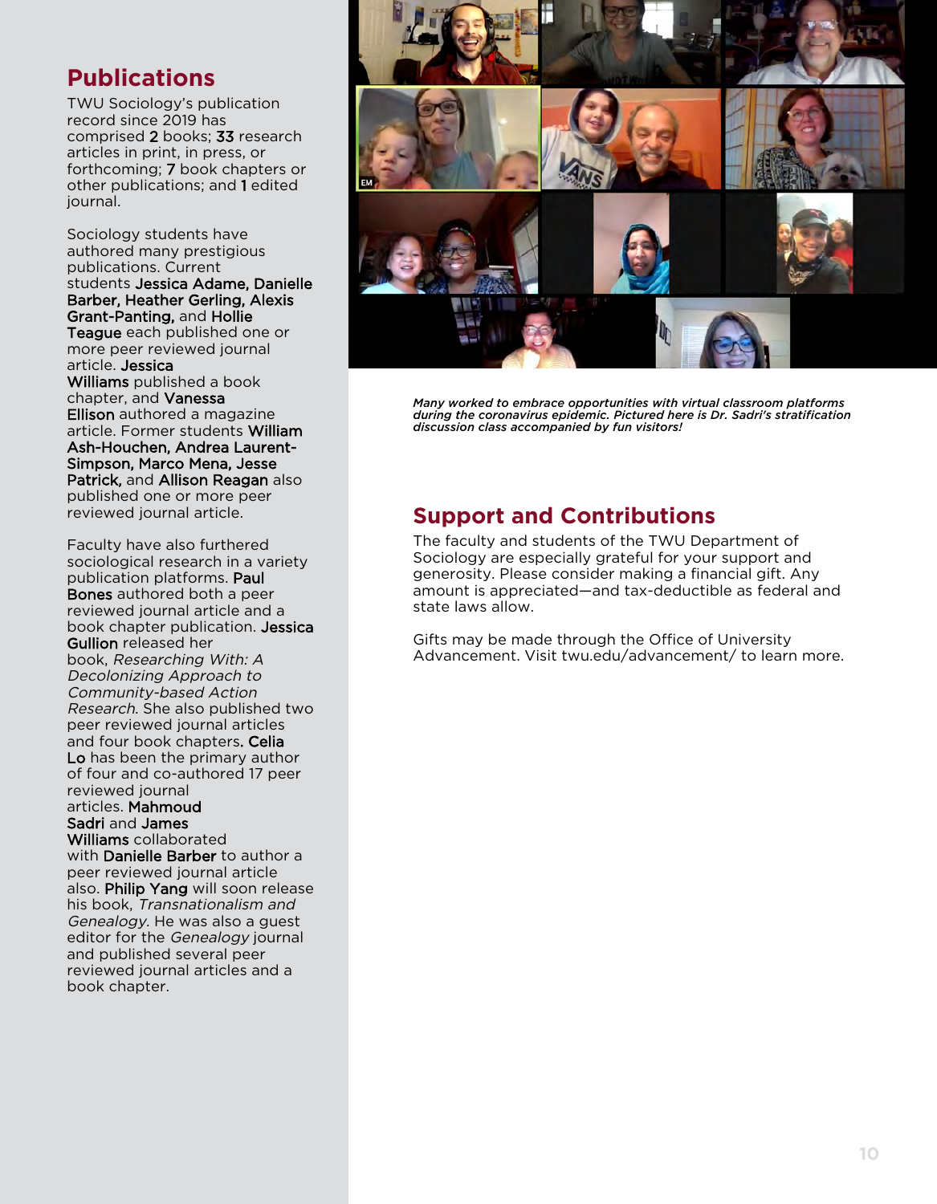## Publications

TWU Sociology's publication record since 2019 has comprised 2 books; 33 research articles in print, in press, or forthcoming; 7 book chapters or other publications; and 1 edited journal.

Sociology students have authored many prestigious publications. Current students Jessica Adame, Danielle Barber, Heather Gerling, Alexis Grant-Panting, and Hollie Teague each published one or more peer reviewed journal article. Jessica Williams published a book chapter, and Vanessa Ellison authored a magazine article. Former students William Ash-Houchen, Andrea Laurent-Simpson, Marco Mena, Jesse Patrick, and Allison Reagan also published one or more peer reviewed journal article.

Faculty have also furthered sociological research in a variety publication platforms. Paul Bones authored both a peer reviewed journal article and a book chapter publication. Jessica Gullion released her book, *Researching With: A Decolonizing Approach to Community-based Action Research*. She also published two peer reviewed journal articles and four book chapters. Celia Lo has been the primary author of four and co-authored 17 peer reviewed journal articles. Mahmoud Sadri and James Williams collaborated with Danielle Barber to author a peer reviewed journal article also. Philip Yang will soon release his book, *Transnationalism and Genealogy*. He was also a guest editor for the *Genealogy* journal and published several peer reviewed journal articles and a book chapter.

*Many worked to embrace opportunities with virtual classroom platforms during the coronavirus epidemic. Pictured here is Dr. Sadri's stratification discussion class accompanied by fun visitors!*

## Support and Contributions

The faculty and students of the TWU Department of Sociology are especially grateful for your support and generosity. Please consider making a financial gift. Any amount is appreciated—and tax-deductible as federal and state laws allow.

Gifts may be made through the Office of University Advancement. Visit twu.edu/advancement/ to learn more.